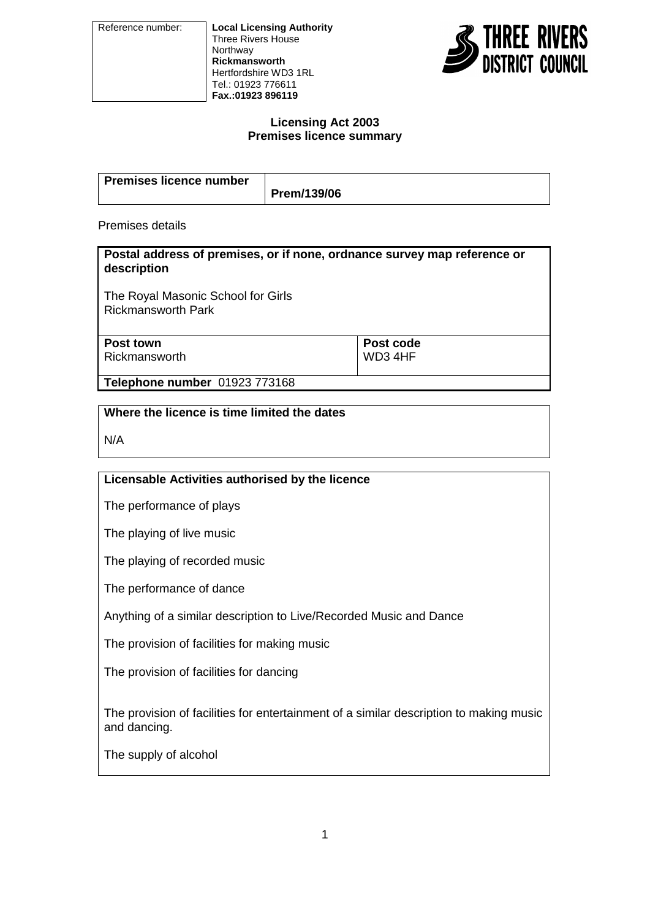| Reference number: | **Local Licensing Authority**<br>Three Rivers House<br>Northway<br>**Rickmansworth**<br>Hertfordshire WD3 1RL<br>Tel.: 01923 776611<br>**Fax.:01923 896119** |
|---|---|

THREE RIVERS DISTRICT COUNCIL

## Licensing Act 2003
## Premises licence summary

| **Premises licence number** | **Prem/139/06** |
|---|---|

Premises details

| **Postal address of premises, or if none, ordnance survey map reference or description**<br><br>The Royal Masonic School for Girls<br>Rickmansworth Park | |
|---|---|
| **Post town**<br>Rickmansworth | **Post code**<br>WD3 4HF |
| **Telephone number** 01923 773168 | |

**Where the licence is time limited the dates**

N/A

**Licensable Activities authorised by the licence**

The performance of plays

The playing of live music

The playing of recorded music

The performance of dance

Anything of a similar description to Live/Recorded Music and Dance

The provision of facilities for making music

The provision of facilities for dancing

The provision of facilities for entertainment of a similar description to making music and dancing.

The supply of alcohol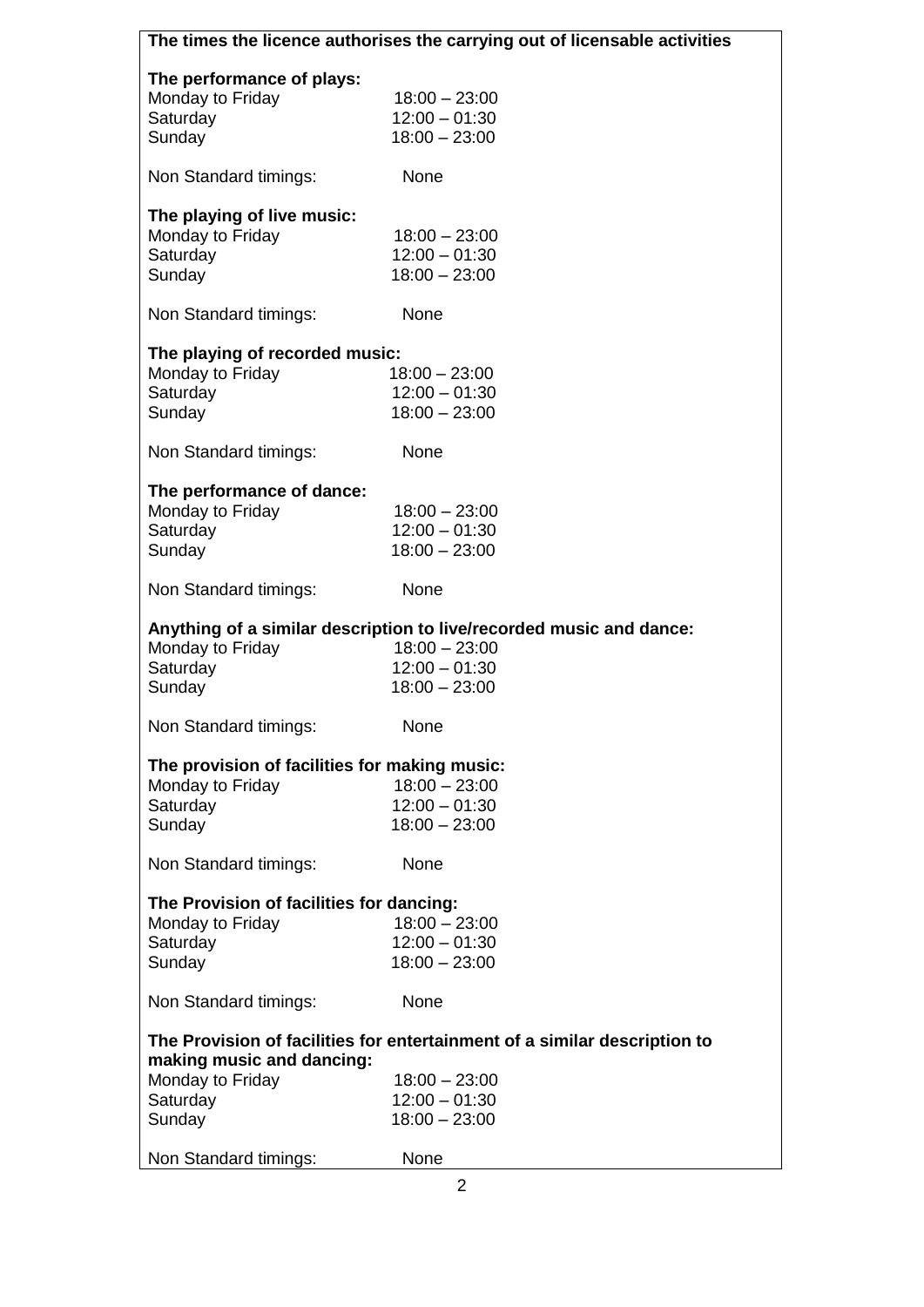**The times the licence authorises the carrying out of licensable activities**

**The performance of plays:**

| | |
|---|---|
| Monday to Friday | 18:00 – 23:00 |
| Saturday | 12:00 – 01:30 |
| Sunday | 18:00 – 23:00 |

Non Standard timings: None

**The playing of live music:**

| | |
|---|---|
| Monday to Friday | 18:00 – 23:00 |
| Saturday | 12:00 – 01:30 |
| Sunday | 18:00 – 23:00 |

Non Standard timings: None

**The playing of recorded music:**

| | |
|---|---|
| Monday to Friday | 18:00 – 23:00 |
| Saturday | 12:00 – 01:30 |
| Sunday | 18:00 – 23:00 |

Non Standard timings: None

**The performance of dance:**

| | |
|---|---|
| Monday to Friday | 18:00 – 23:00 |
| Saturday | 12:00 – 01:30 |
| Sunday | 18:00 – 23:00 |

Non Standard timings: None

**Anything of a similar description to live/recorded music and dance:**

| | |
|---|---|
| Monday to Friday | 18:00 – 23:00 |
| Saturday | 12:00 – 01:30 |
| Sunday | 18:00 – 23:00 |

Non Standard timings: None

**The provision of facilities for making music:**

| | |
|---|---|
| Monday to Friday | 18:00 – 23:00 |
| Saturday | 12:00 – 01:30 |
| Sunday | 18:00 – 23:00 |

Non Standard timings: None

**The Provision of facilities for dancing:**

| | |
|---|---|
| Monday to Friday | 18:00 – 23:00 |
| Saturday | 12:00 – 01:30 |
| Sunday | 18:00 – 23:00 |

Non Standard timings: None

**The Provision of facilities for entertainment of a similar description to making music and dancing:**

| | |
|---|---|
| Monday to Friday | 18:00 – 23:00 |
| Saturday | 12:00 – 01:30 |
| Sunday | 18:00 – 23:00 |

Non Standard timings: None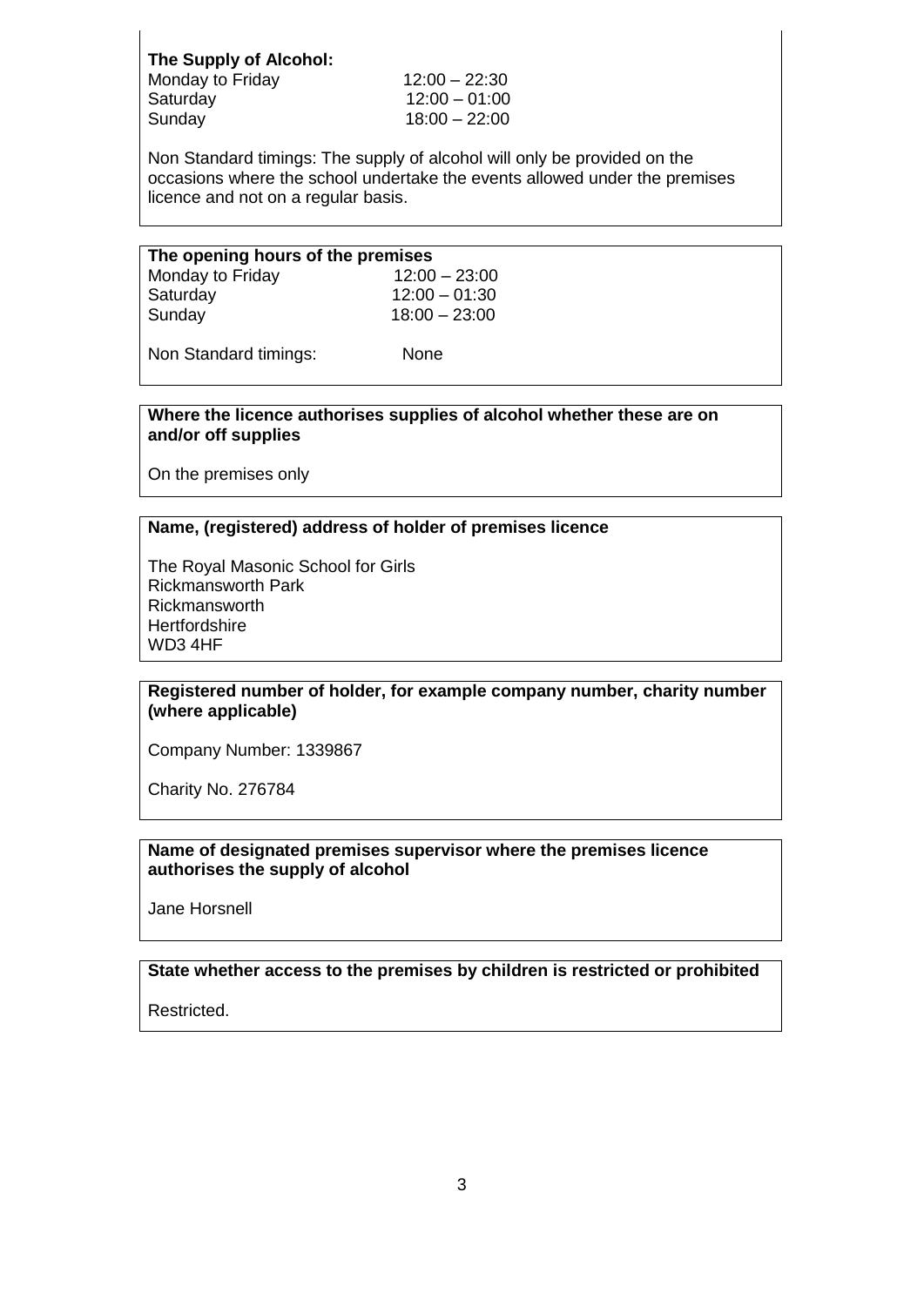**The Supply of Alcohol:**

| | |
|---|---|
| Monday to Friday | 12:00 – 22:30 |
| Saturday | 12:00 – 01:00 |
| Sunday | 18:00 – 22:00 |

Non Standard timings: The supply of alcohol will only be provided on the occasions where the school undertake the events allowed under the premises licence and not on a regular basis.

**The opening hours of the premises**

| | |
|---|---|
| Monday to Friday | 12:00 – 23:00 |
| Saturday | 12:00 – 01:30 |
| Sunday | 18:00 – 23:00 |

Non Standard timings: None

**Where the licence authorises supplies of alcohol whether these are on and/or off supplies**

On the premises only

**Name, (registered) address of holder of premises licence**

The Royal Masonic School for Girls
Rickmansworth Park
Rickmansworth
Hertfordshire
WD3 4HF

**Registered number of holder, for example company number, charity number (where applicable)**

Company Number: 1339867

Charity No. 276784

**Name of designated premises supervisor where the premises licence authorises the supply of alcohol**

Jane Horsnell

**State whether access to the premises by children is restricted or prohibited**

Restricted.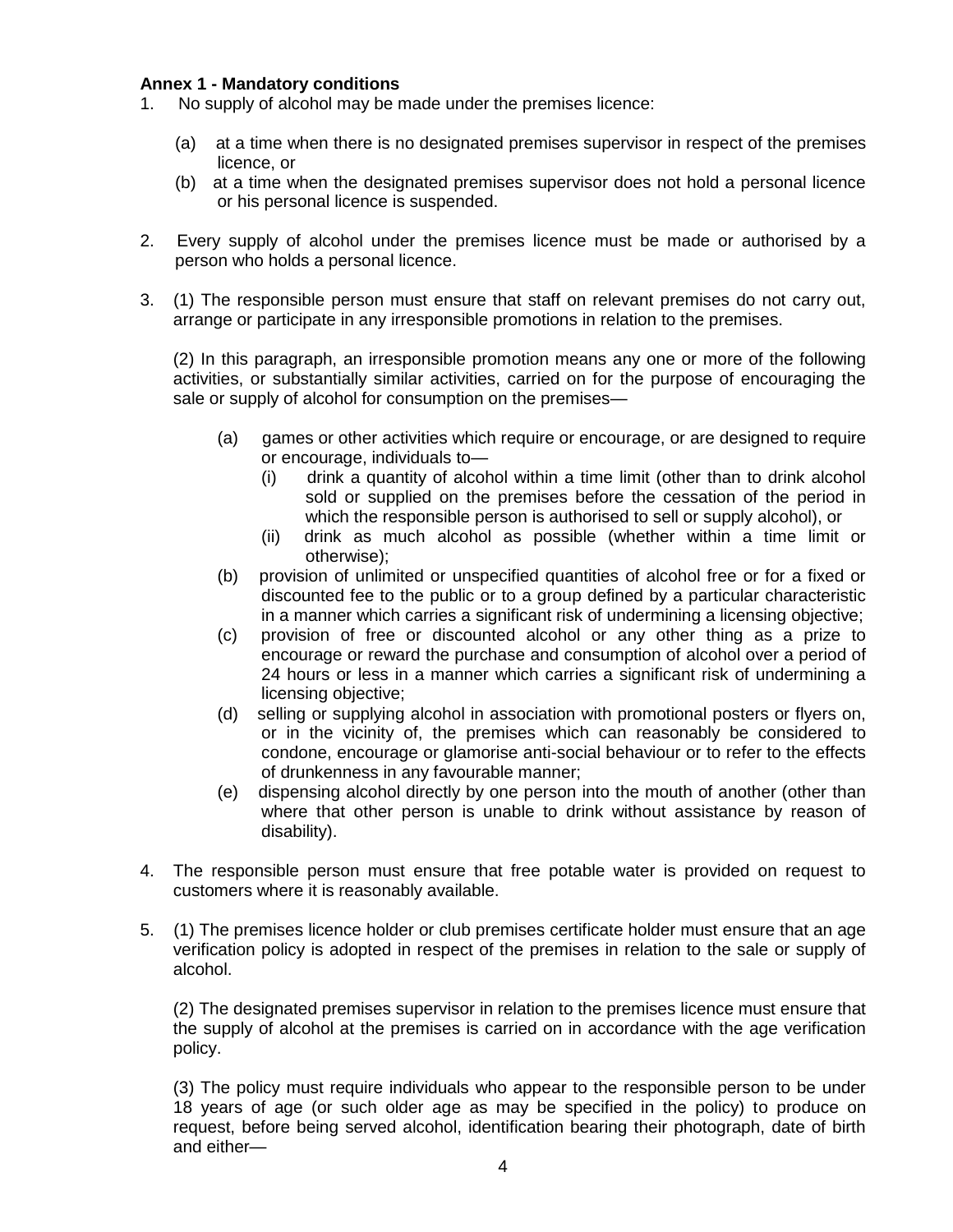**Annex 1 - Mandatory conditions**

1. No supply of alcohol may be made under the premises licence:

   (a) at a time when there is no designated premises supervisor in respect of the premises licence, or

   (b) at a time when the designated premises supervisor does not hold a personal licence or his personal licence is suspended.

2. Every supply of alcohol under the premises licence must be made or authorised by a person who holds a personal licence.

3. (1) The responsible person must ensure that staff on relevant premises do not carry out, arrange or participate in any irresponsible promotions in relation to the premises.

   (2) In this paragraph, an irresponsible promotion means any one or more of the following activities, or substantially similar activities, carried on for the purpose of encouraging the sale or supply of alcohol for consumption on the premises—

   (a) games or other activities which require or encourage, or are designed to require or encourage, individuals to—
      (i) drink a quantity of alcohol within a time limit (other than to drink alcohol sold or supplied on the premises before the cessation of the period in which the responsible person is authorised to sell or supply alcohol), or
      (ii) drink as much alcohol as possible (whether within a time limit or otherwise);

   (b) provision of unlimited or unspecified quantities of alcohol free or for a fixed or discounted fee to the public or to a group defined by a particular characteristic in a manner which carries a significant risk of undermining a licensing objective;

   (c) provision of free or discounted alcohol or any other thing as a prize to encourage or reward the purchase and consumption of alcohol over a period of 24 hours or less in a manner which carries a significant risk of undermining a licensing objective;

   (d) selling or supplying alcohol in association with promotional posters or flyers on, or in the vicinity of, the premises which can reasonably be considered to condone, encourage or glamorise anti-social behaviour or to refer to the effects of drunkenness in any favourable manner;

   (e) dispensing alcohol directly by one person into the mouth of another (other than where that other person is unable to drink without assistance by reason of disability).

4. The responsible person must ensure that free potable water is provided on request to customers where it is reasonably available.

5. (1) The premises licence holder or club premises certificate holder must ensure that an age verification policy is adopted in respect of the premises in relation to the sale or supply of alcohol.

   (2) The designated premises supervisor in relation to the premises licence must ensure that the supply of alcohol at the premises is carried on in accordance with the age verification policy.

   (3) The policy must require individuals who appear to the responsible person to be under 18 years of age (or such older age as may be specified in the policy) to produce on request, before being served alcohol, identification bearing their photograph, date of birth and either—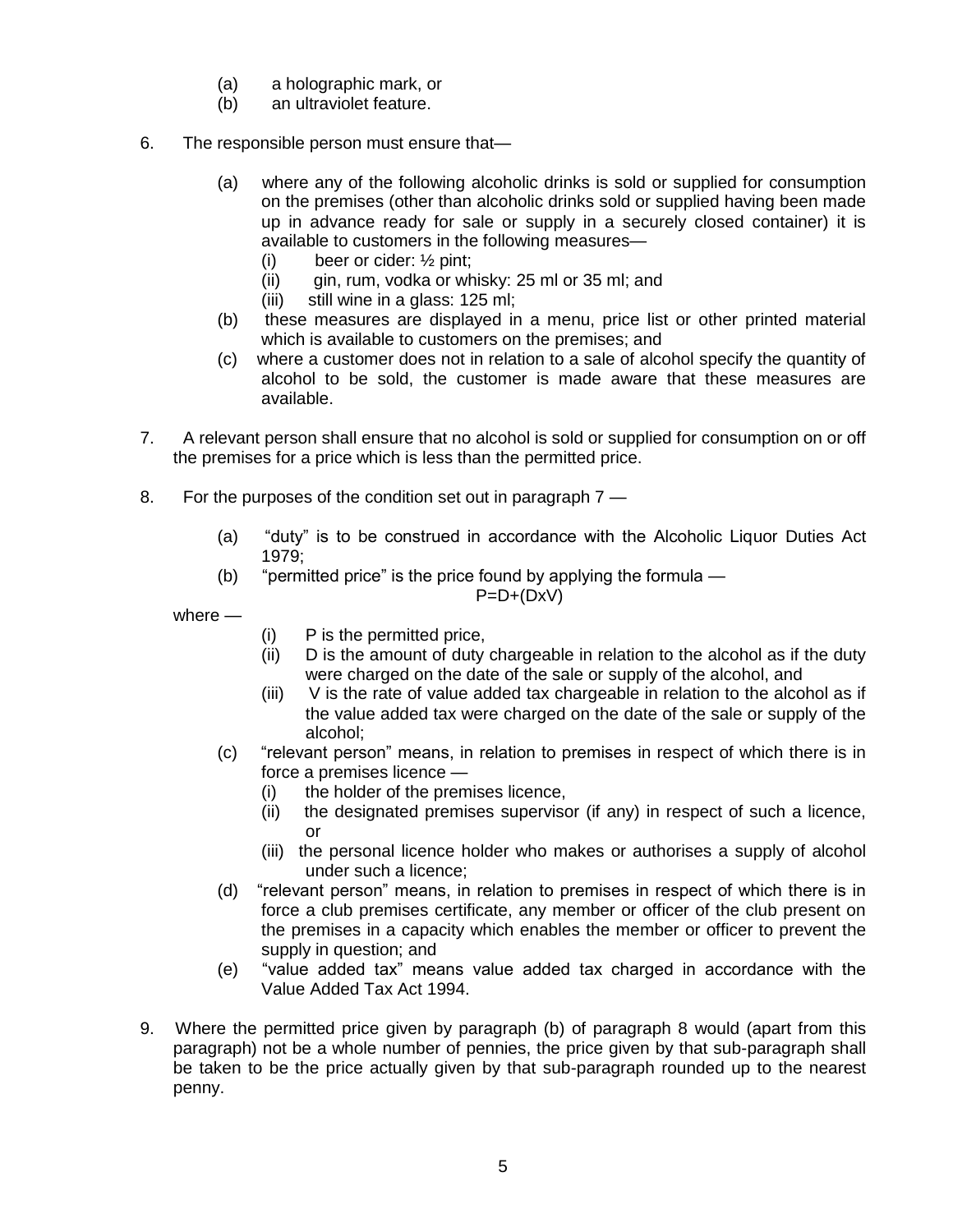(a) a holographic mark, or
(b) an ultraviolet feature.

6. The responsible person must ensure that—

   (a) where any of the following alcoholic drinks is sold or supplied for consumption on the premises (other than alcoholic drinks sold or supplied having been made up in advance ready for sale or supply in a securely closed container) it is available to customers in the following measures—
      (i) beer or cider: ½ pint;
      (ii) gin, rum, vodka or whisky: 25 ml or 35 ml; and
      (iii) still wine in a glass: 125 ml;
   (b) these measures are displayed in a menu, price list or other printed material which is available to customers on the premises; and
   (c) where a customer does not in relation to a sale of alcohol specify the quantity of alcohol to be sold, the customer is made aware that these measures are available.

7. A relevant person shall ensure that no alcohol is sold or supplied for consumption on or off the premises for a price which is less than the permitted price.

8. For the purposes of the condition set out in paragraph 7 —

   (a) "duty" is to be construed in accordance with the Alcoholic Liquor Duties Act 1979;
   (b) "permitted price" is the price found by applying the formula —

$$P=D+(DxV)$$

   where —

      (i) P is the permitted price,
      (ii) D is the amount of duty chargeable in relation to the alcohol as if the duty were charged on the date of the sale or supply of the alcohol, and
      (iii) V is the rate of value added tax chargeable in relation to the alcohol as if the value added tax were charged on the date of the sale or supply of the alcohol;
   (c) "relevant person" means, in relation to premises in respect of which there is in force a premises licence —
      (i) the holder of the premises licence,
      (ii) the designated premises supervisor (if any) in respect of such a licence, or
      (iii) the personal licence holder who makes or authorises a supply of alcohol under such a licence;
   (d) "relevant person" means, in relation to premises in respect of which there is in force a club premises certificate, any member or officer of the club present on the premises in a capacity which enables the member or officer to prevent the supply in question; and
   (e) "value added tax" means value added tax charged in accordance with the Value Added Tax Act 1994.

9. Where the permitted price given by paragraph (b) of paragraph 8 would (apart from this paragraph) not be a whole number of pennies, the price given by that sub-paragraph shall be taken to be the price actually given by that sub-paragraph rounded up to the nearest penny.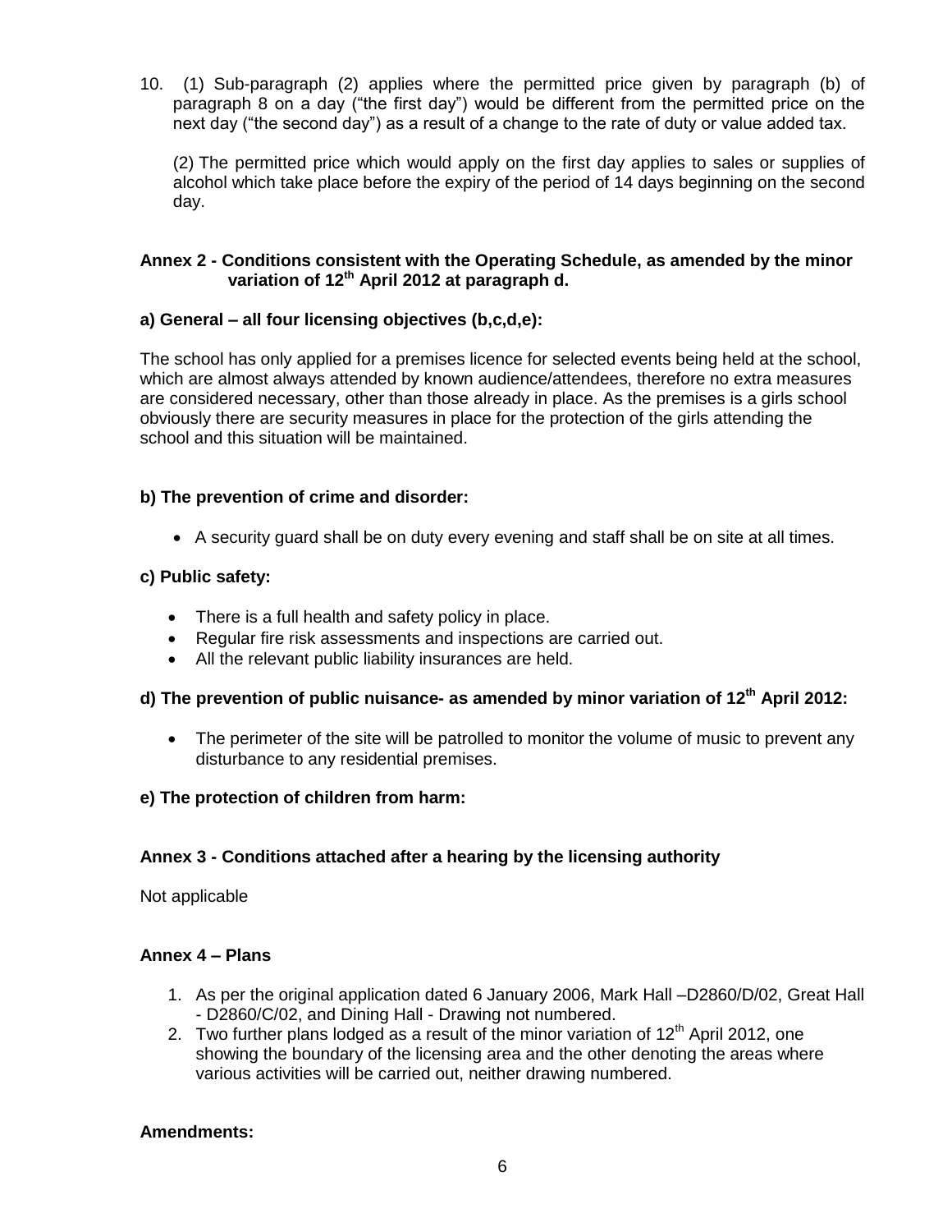10. (1) Sub-paragraph (2) applies where the permitted price given by paragraph (b) of paragraph 8 on a day ("the first day") would be different from the permitted price on the next day ("the second day") as a result of a change to the rate of duty or value added tax.

    (2) The permitted price which would apply on the first day applies to sales or supplies of alcohol which take place before the expiry of the period of 14 days beginning on the second day.

### Annex 2 - Conditions consistent with the Operating Schedule, as amended by the minor variation of 12th April 2012 at paragraph d.

**a) General – all four licensing objectives (b,c,d,e):**

The school has only applied for a premises licence for selected events being held at the school, which are almost always attended by known audience/attendees, therefore no extra measures are considered necessary, other than those already in place. As the premises is a girls school obviously there are security measures in place for the protection of the girls attending the school and this situation will be maintained.

**b) The prevention of crime and disorder:**

- A security guard shall be on duty every evening and staff shall be on site at all times.

**c) Public safety:**

- There is a full health and safety policy in place.
- Regular fire risk assessments and inspections are carried out.
- All the relevant public liability insurances are held.

**d) The prevention of public nuisance- as amended by minor variation of 12th April 2012:**

- The perimeter of the site will be patrolled to monitor the volume of music to prevent any disturbance to any residential premises.

**e) The protection of children from harm:**

### Annex 3 - Conditions attached after a hearing by the licensing authority

Not applicable

### Annex 4 – Plans

1. As per the original application dated 6 January 2006, Mark Hall –D2860/D/02, Great Hall - D2860/C/02, and Dining Hall - Drawing not numbered.
2. Two further plans lodged as a result of the minor variation of 12th April 2012, one showing the boundary of the licensing area and the other denoting the areas where various activities will be carried out, neither drawing numbered.

**Amendments:**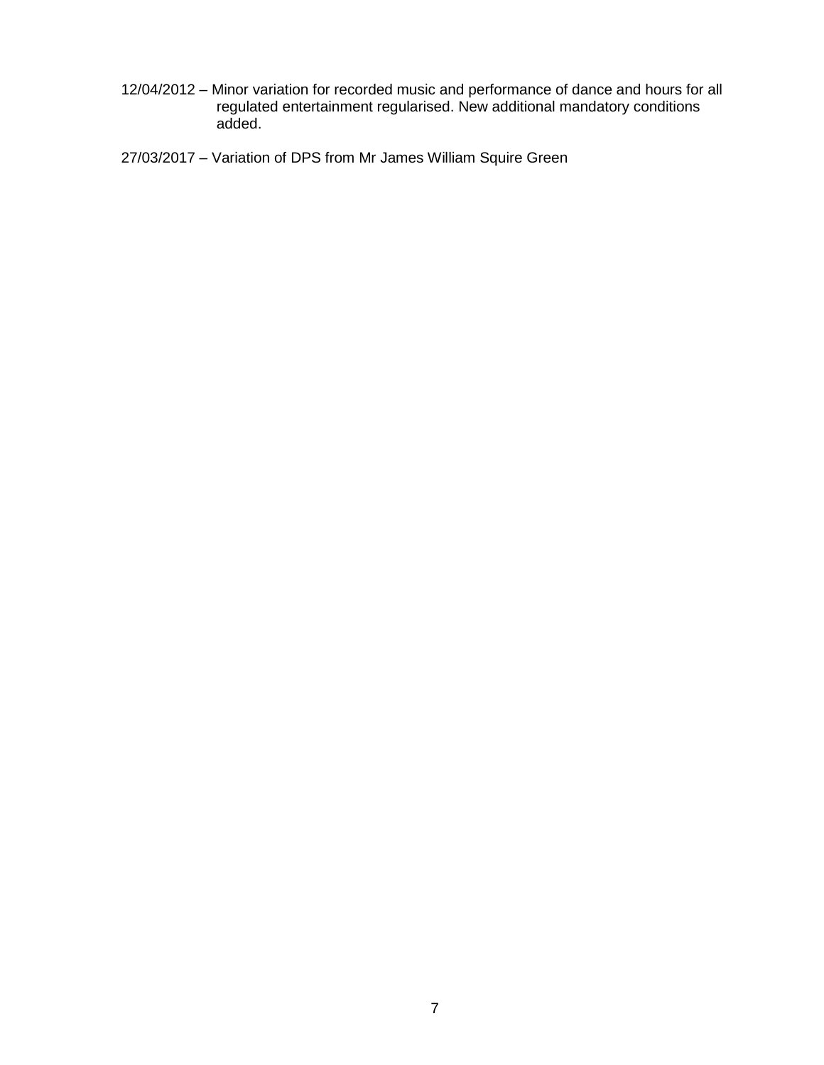12/04/2012 – Minor variation for recorded music and performance of dance and hours for all regulated entertainment regularised. New additional mandatory conditions added.

27/03/2017 – Variation of DPS from Mr James William Squire Green